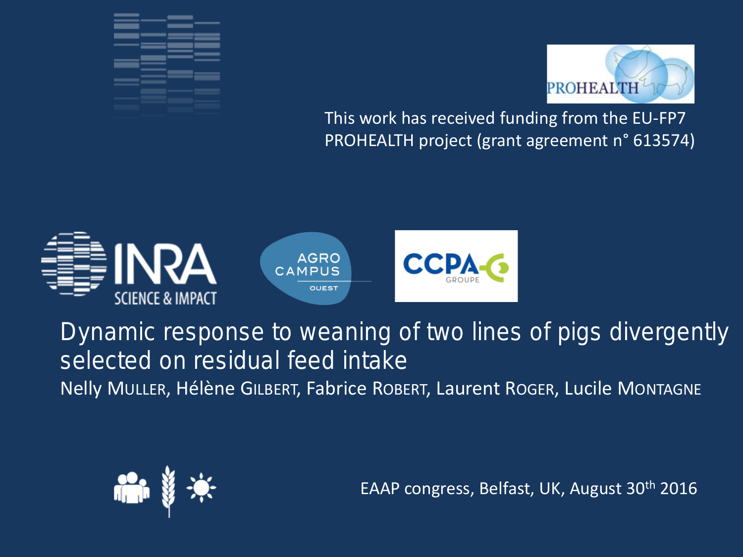This work has received funding from the EU-FP7 PROHEALTH project (grant agreement n° 613574)

# Dynamic response to weaning of two lines of pigs divergently selected on residual feed intake

Nelly MULLER, Hélène GILBERT, Fabrice ROBERT, Laurent ROGER, Lucile MONTAGNE

EAAP congress, Belfast, UK, August 30th 2016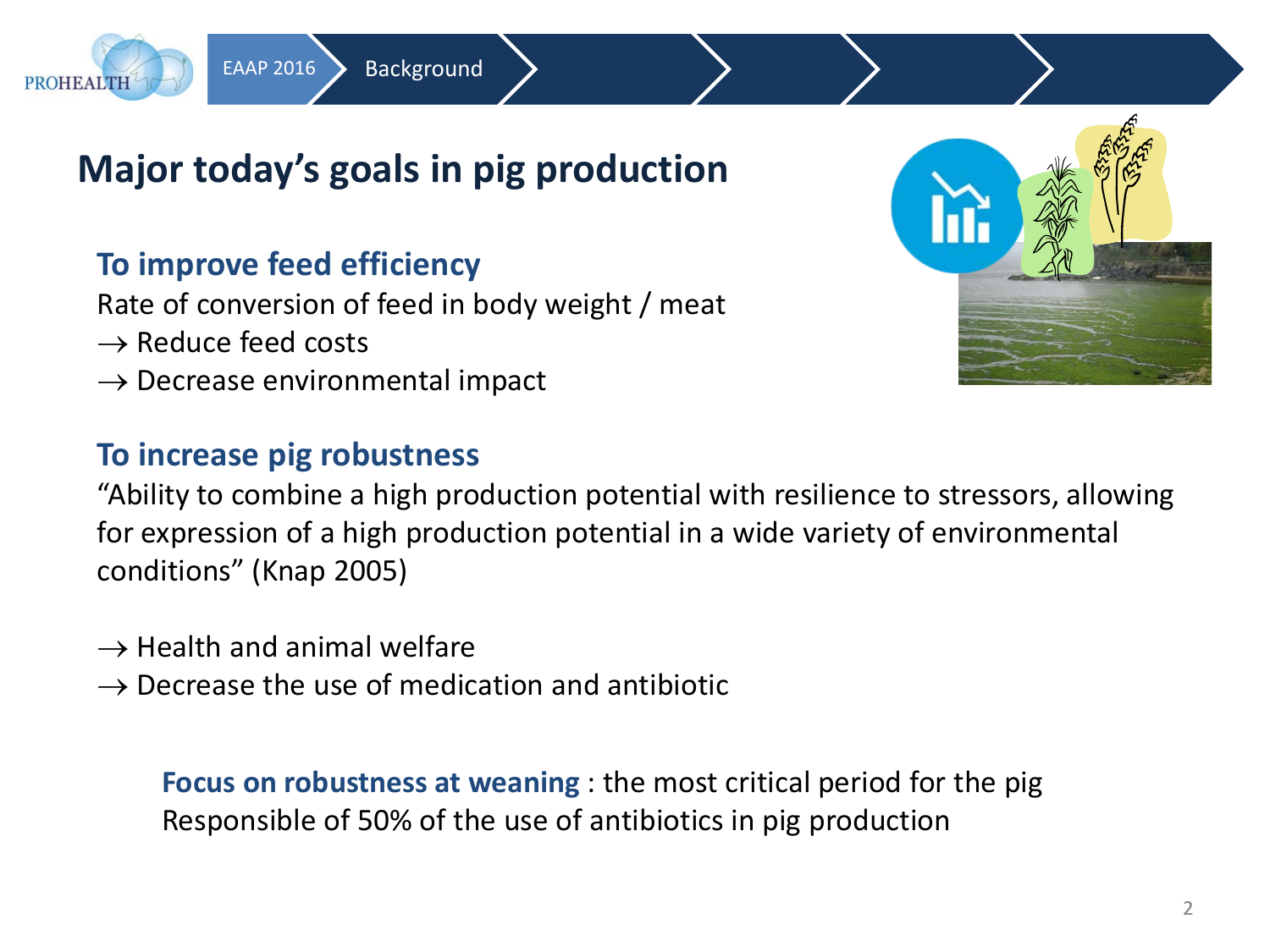# Major today's goals in pig production

## To improve feed efficiency

Rate of conversion of feed in body weight / meat

→ Reduce feed costs

→ Decrease environmental impact

## To increase pig robustness

"Ability to combine a high production potential with resilience to stressors, allowing for expression of a high production potential in a wide variety of environmental conditions" (Knap 2005)

→ Health and animal welfare

→ Decrease the use of medication and antibiotic

**Focus on robustness at weaning** : the most critical period for the pig
Responsible of 50% of the use of antibiotics in pig production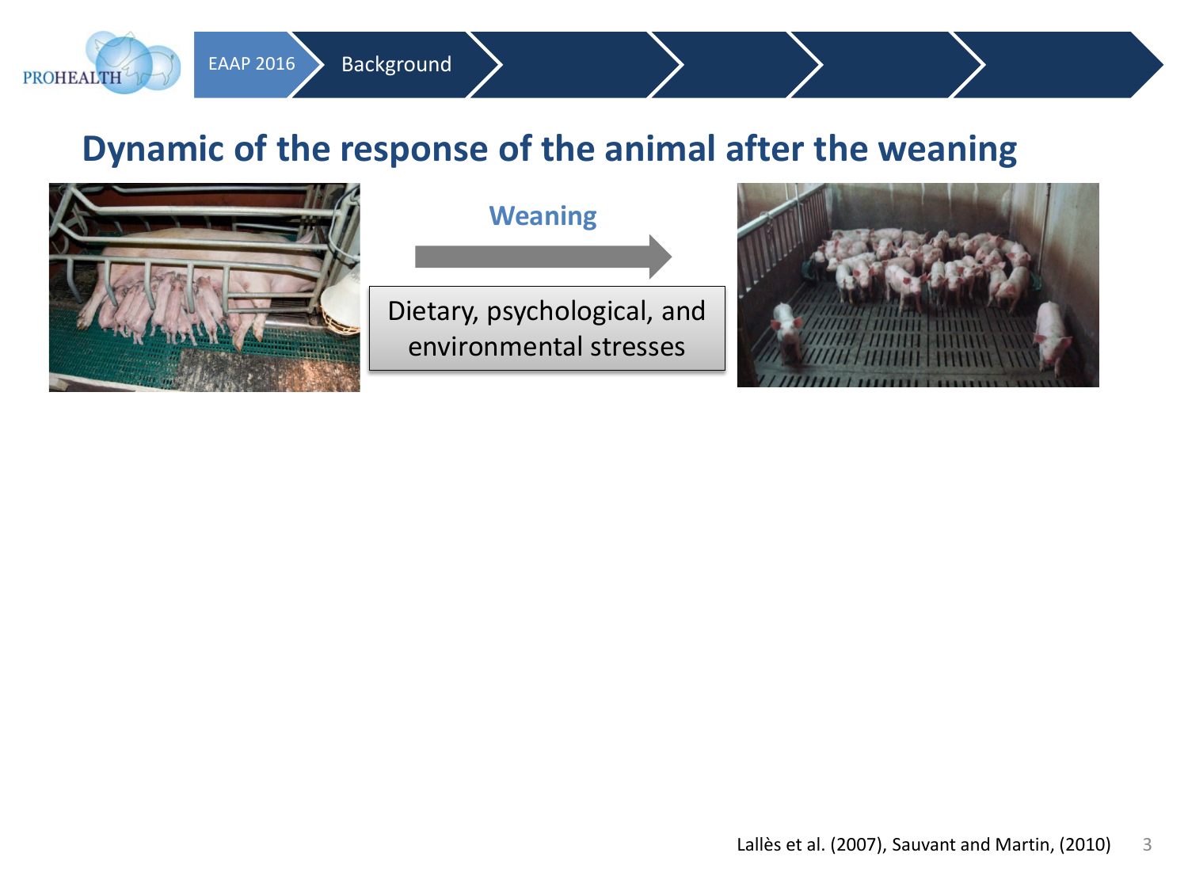## Dynamic of the response of the animal after the weaning

**Weaning**

Dietary, psychological, and environmental stresses

Lallès et al. (2007), Sauvant and Martin, (2010)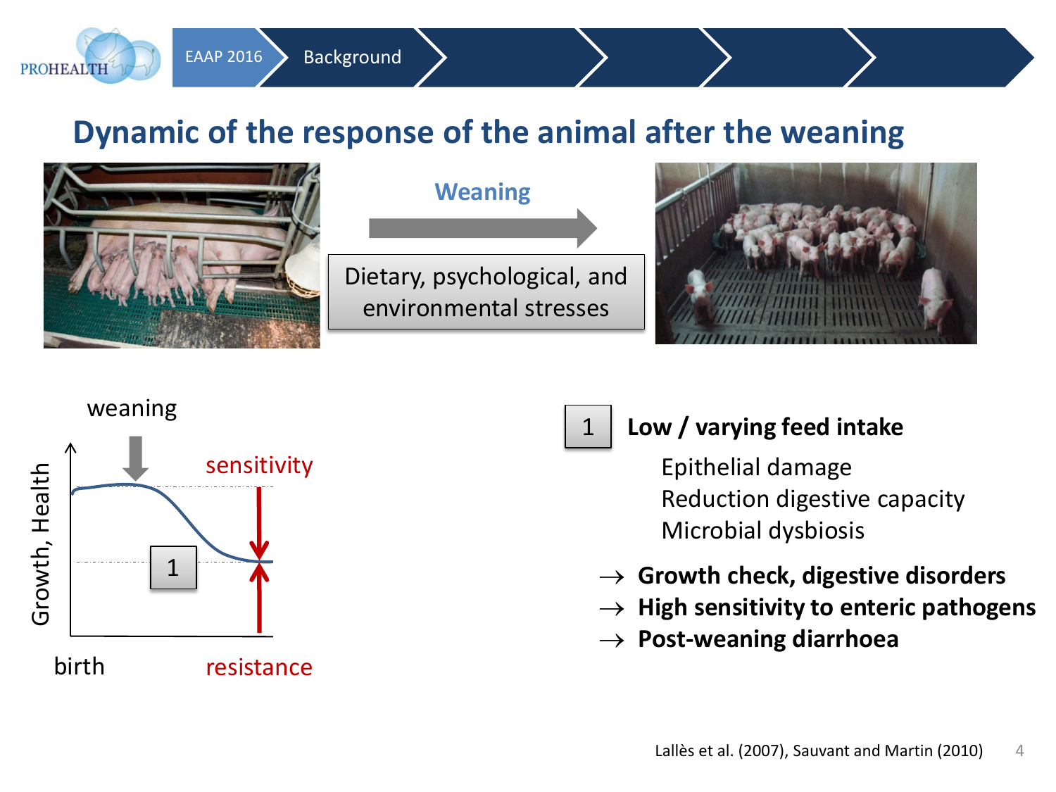# Dynamic of the response of the animal after the weaning

**Weaning**

Dietary, psychological, and environmental stresses

weaning

sensitivity

Growth, Health

1

birth

resistance

1 **Low / varying feed intake**

Epithelial damage
Reduction digestive capacity
Microbial dysbiosis

→ **Growth check, digestive disorders**
→ **High sensitivity to enteric pathogens**
→ **Post-weaning diarrhoea**

Lallès et al. (2007), Sauvant and Martin (2010)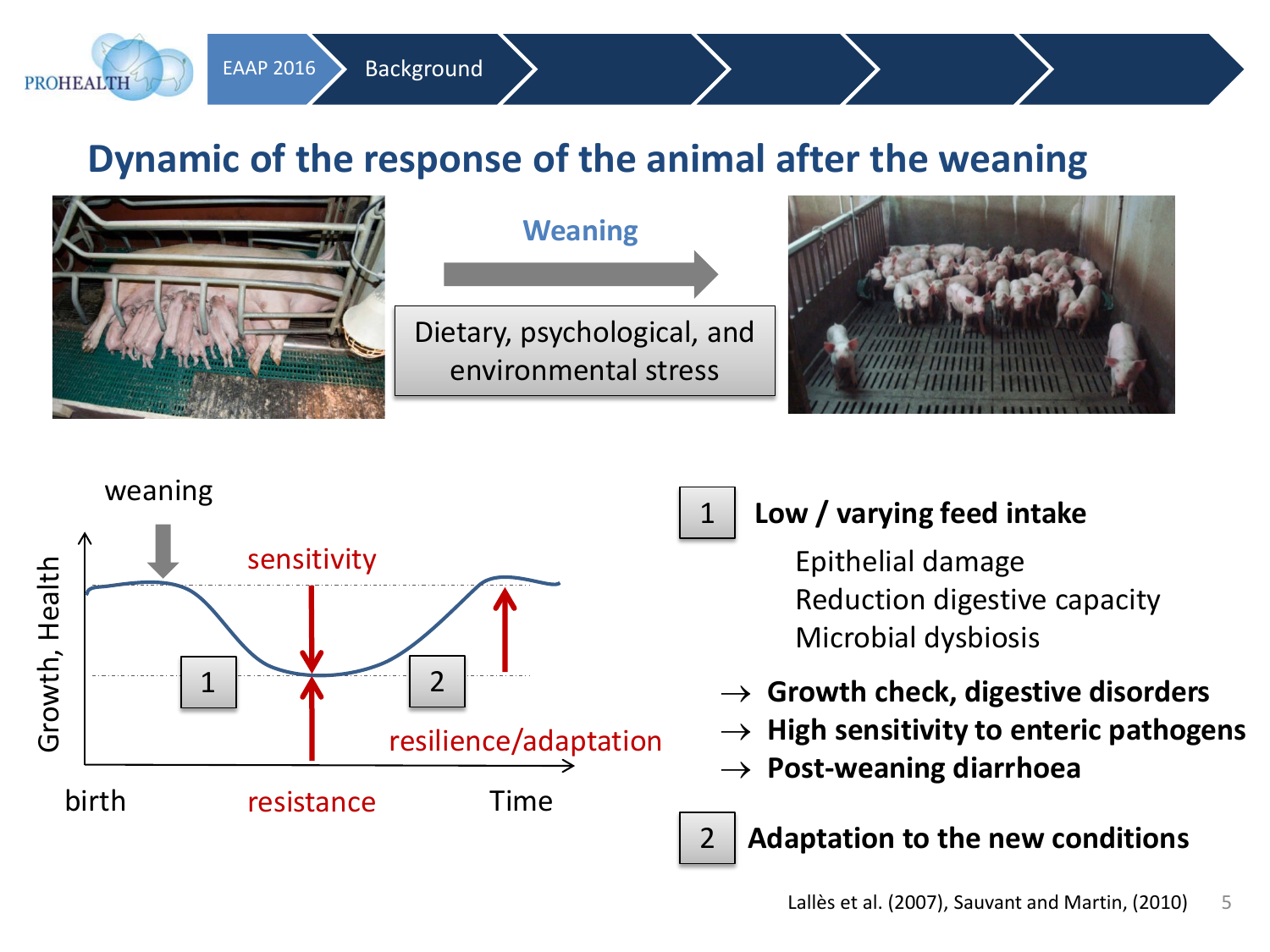# Dynamic of the response of the animal after the weaning

**Weaning**

Dietary, psychological, and environmental stress

weaning

sensitivity

Growth, Health

1

2

resilience/adaptation

birth

resistance

Time

**1 Low / varying feed intake**

Epithelial damage
Reduction digestive capacity
Microbial dysbiosis

→ **Growth check, digestive disorders**
→ **High sensitivity to enteric pathogens**
→ **Post-weaning diarrhoea**

**2 Adaptation to the new conditions**

Lallès et al. (2007), Sauvant and Martin, (2010)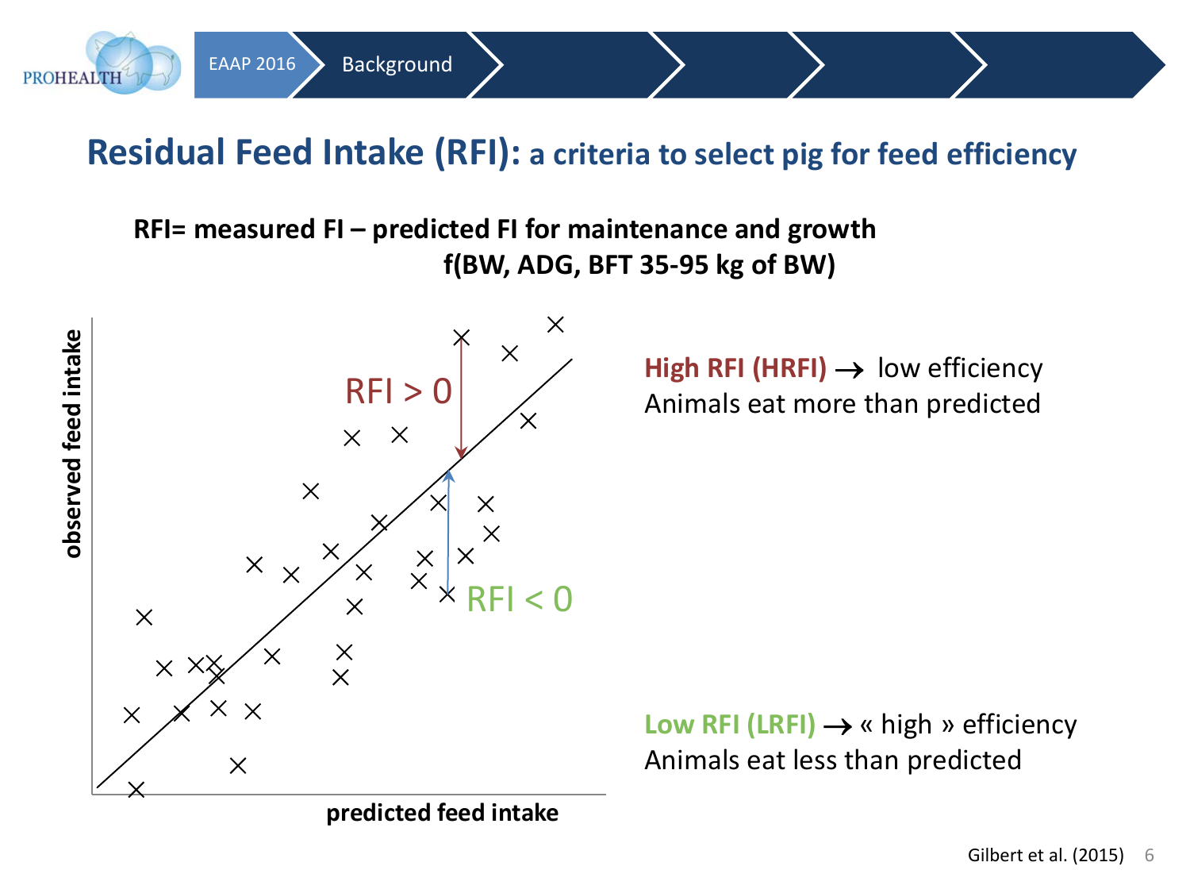## Residual Feed Intake (RFI): a criteria to select pig for feed efficiency

**RFI= measured FI – predicted FI for maintenance and growth**
**f(BW, ADG, BFT 35-95 kg of BW)**

observed feed intake

RFI > 0

RFI < 0

predicted feed intake

**High RFI (HRFI)** → low efficiency
Animals eat more than predicted

**Low RFI (LRFI)** → « high » efficiency
Animals eat less than predicted

Gilbert et al. (2015)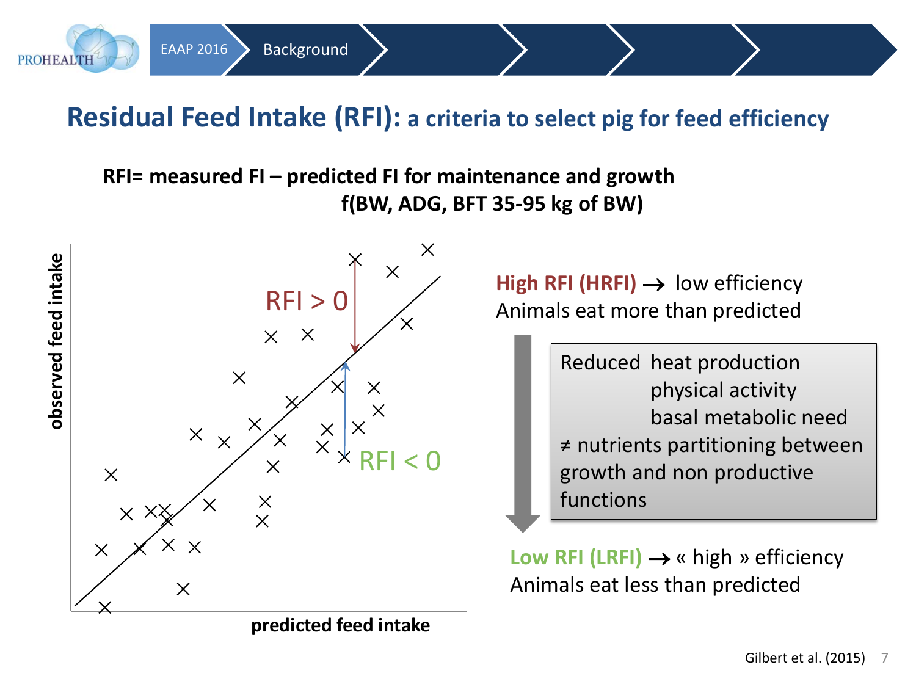# Residual Feed Intake (RFI): a criteria to select pig for feed efficiency

**RFI= measured FI – predicted FI for maintenance and growth**
**f(BW, ADG, BFT 35-95 kg of BW)**

observed feed intake

RFI > 0

RFI < 0

predicted feed intake

**High RFI (HRFI)** → low efficiency
Animals eat more than predicted

Reduced heat production
physical activity
basal metabolic need
≠ nutrients partitioning between growth and non productive functions

**Low RFI (LRFI)** → « high » efficiency
Animals eat less than predicted

Gilbert et al. (2015)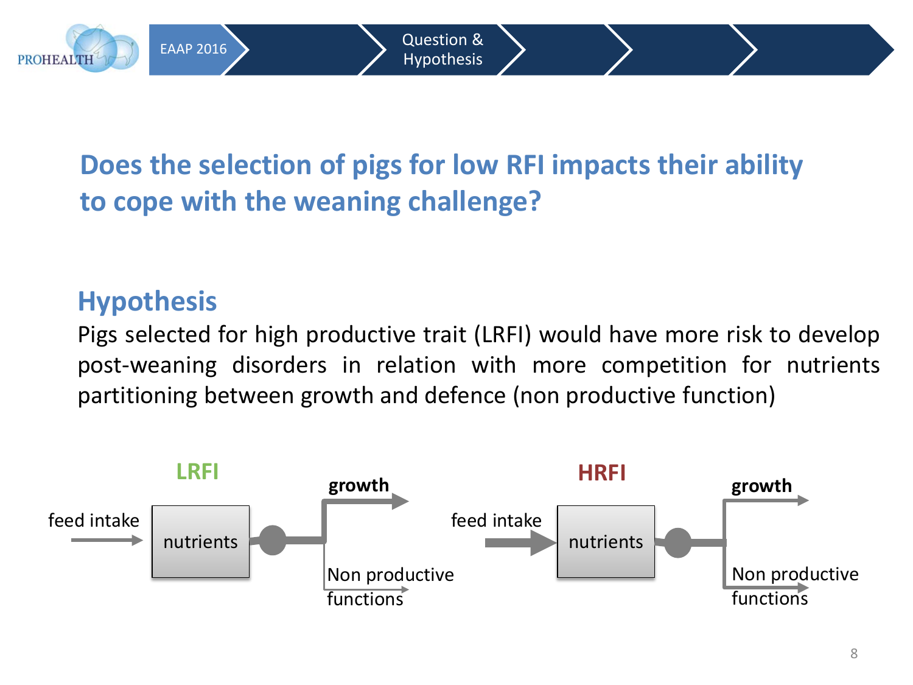## Does the selection of pigs for low RFI impacts their ability to cope with the weaning challenge?

### Hypothesis

Pigs selected for high productive trait (LRFI) would have more risk to develop post-weaning disorders in relation with more competition for nutrients partitioning between growth and defence (non productive function)

**LRFI**

feed intake → nutrients → **growth** / Non productive functions

**HRFI**

feed intake → nutrients → **growth** / Non productive functions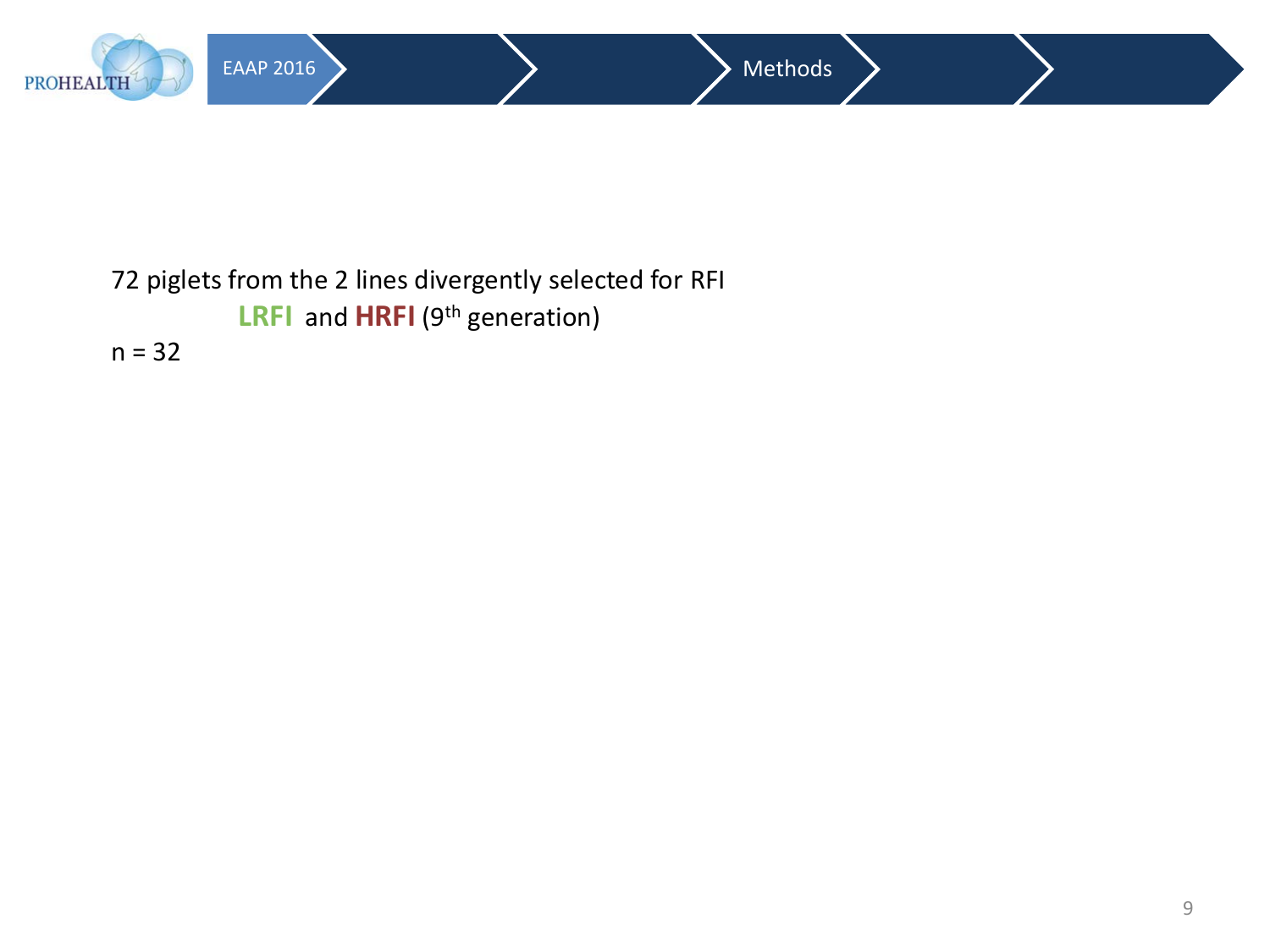72 piglets from the 2 lines divergently selected for RFI

**LRFI** and **HRFI** (9th generation)

n = 32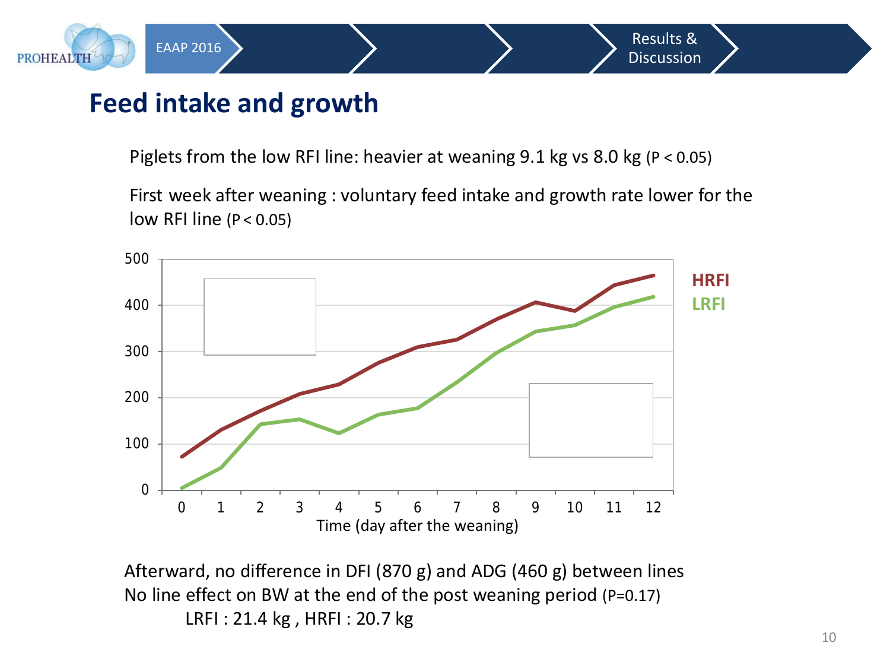# Feed intake and growth

Piglets from the low RFI line: heavier at weaning 9.1 kg vs 8.0 kg ($P < 0.05$)

First week after weaning : voluntary feed intake and growth rate lower for the low RFI line ($P < 0.05$)

Afterward, no difference in DFI (870 g) and ADG (460 g) between lines

No line effect on BW at the end of the post weaning period ($P$=0.17)

LRFI : 21.4 kg , HRFI : 20.7 kg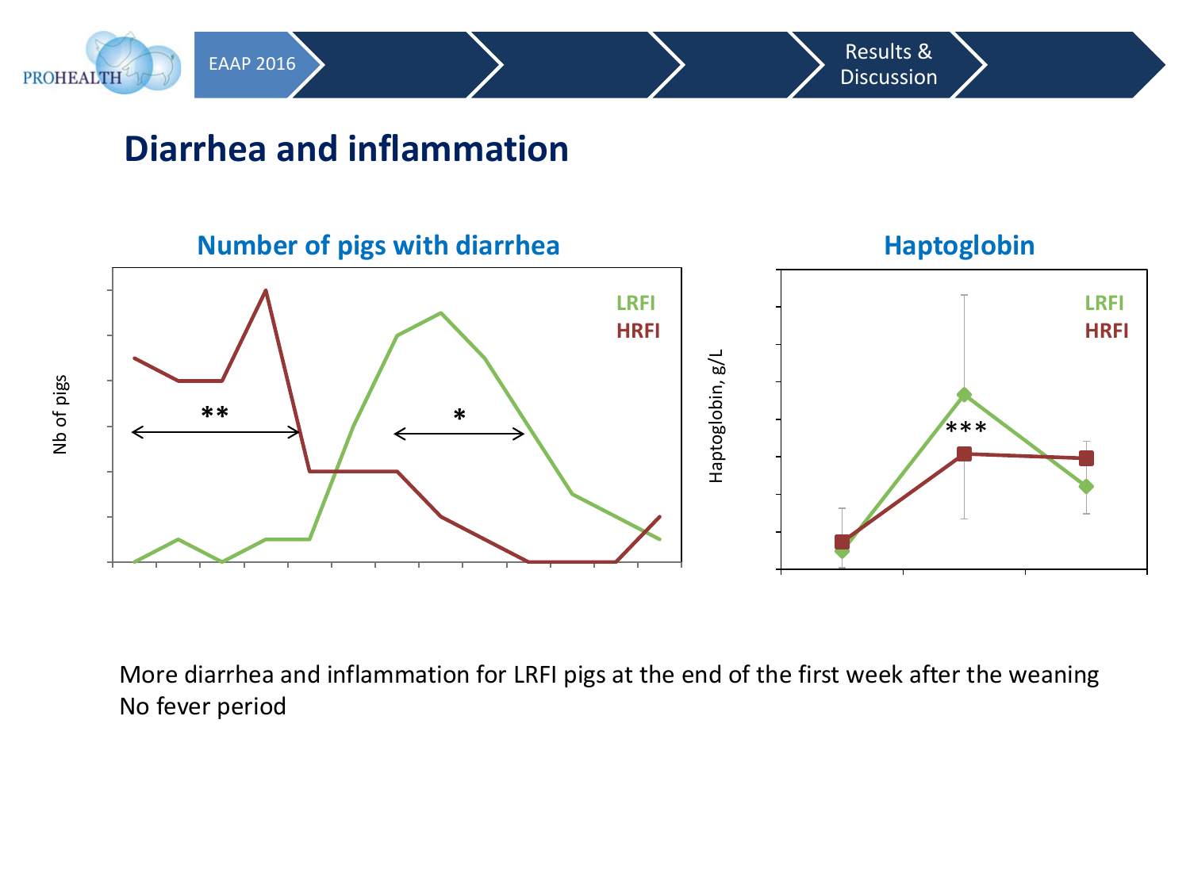# Diarrhea and inflammation

**Number of pigs with diarrhea**

Nb of pigs

LRFI
HRFI

**

*

**Haptoglobin**

Haptoglobin, g/L

LRFI
HRFI

***

More diarrhea and inflammation for LRFI pigs at the end of the first week after the weaning
No fever period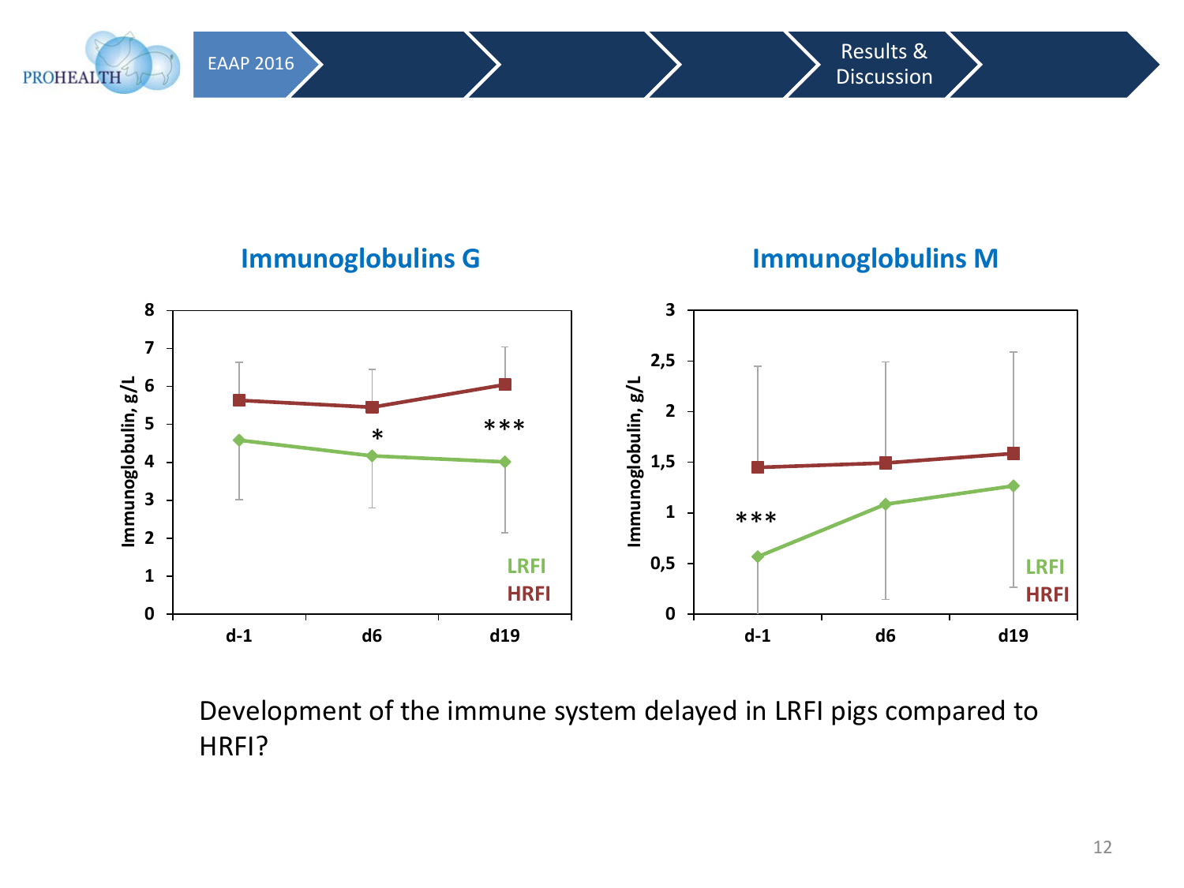## Immunoglobulins G

Immunoglobulin, g/L

| | d-1 | d6 | d19 |
|---|---|---|---|
| LRFI | | * | *** |
| HRFI | | | |

## Immunoglobulins M

Immunoglobulin, g/L

| | d-1 | d6 | d19 |
|---|---|---|---|
| LRFI | *** | | |
| HRFI | | | |

Development of the immune system delayed in LRFI pigs compared to HRFI?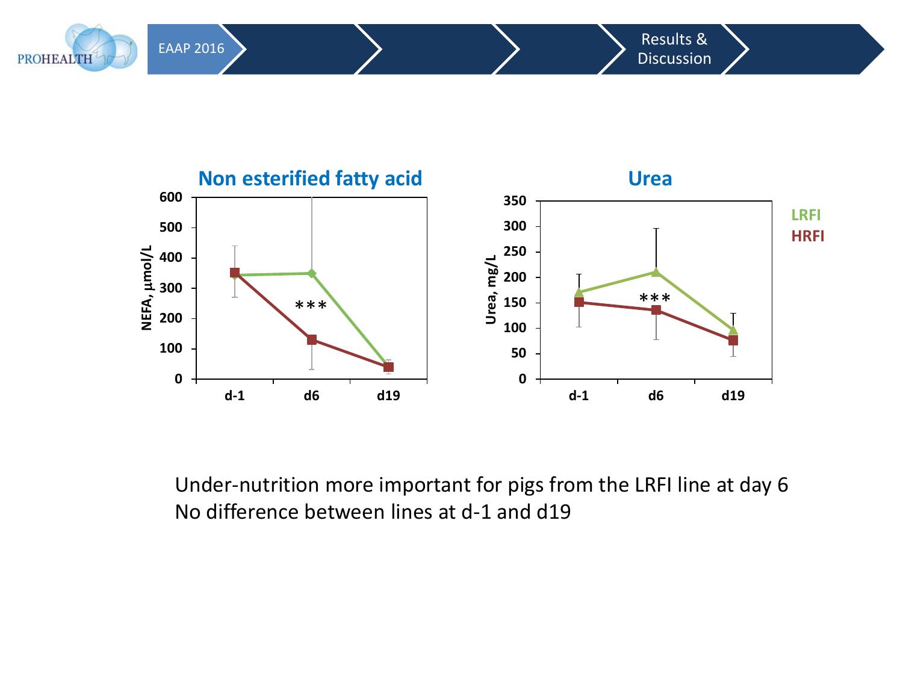## Results & Discussion

### Non esterified fatty acid

### Urea

Under-nutrition more important for pigs from the LRFI line at day 6

No difference between lines at d-1 and d19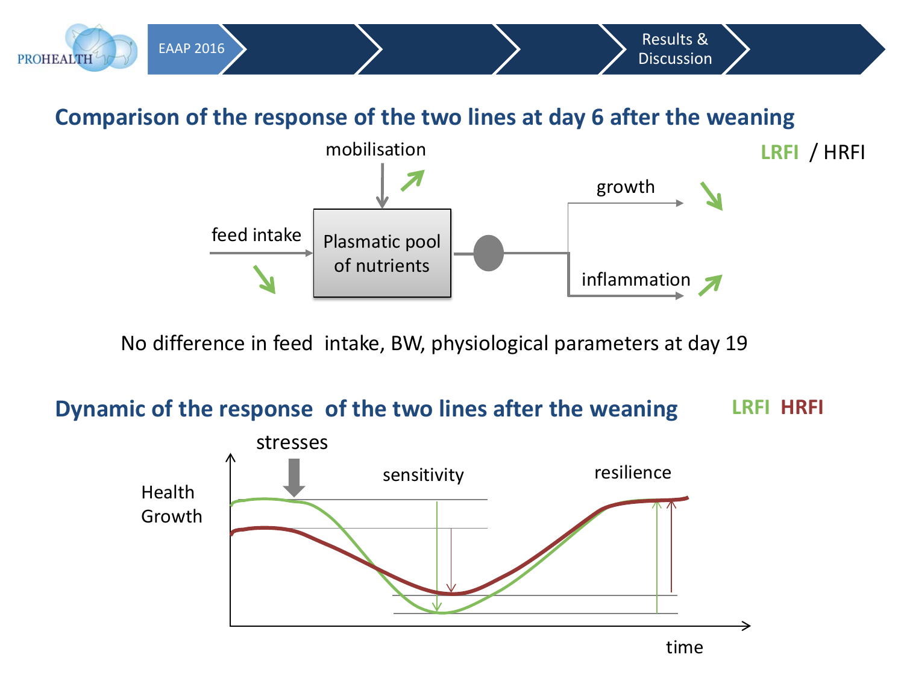## Comparison of the response of the two lines at day 6 after the weaning

LRFI / HRFI

mobilisation

feed intake

Plasmatic pool of nutrients

growth

inflammation

No difference in feed intake, BW, physiological parameters at day 19

## Dynamic of the response of the two lines after the weaning

LRFI HRFI

stresses

sensitivity

resilience

Health Growth

time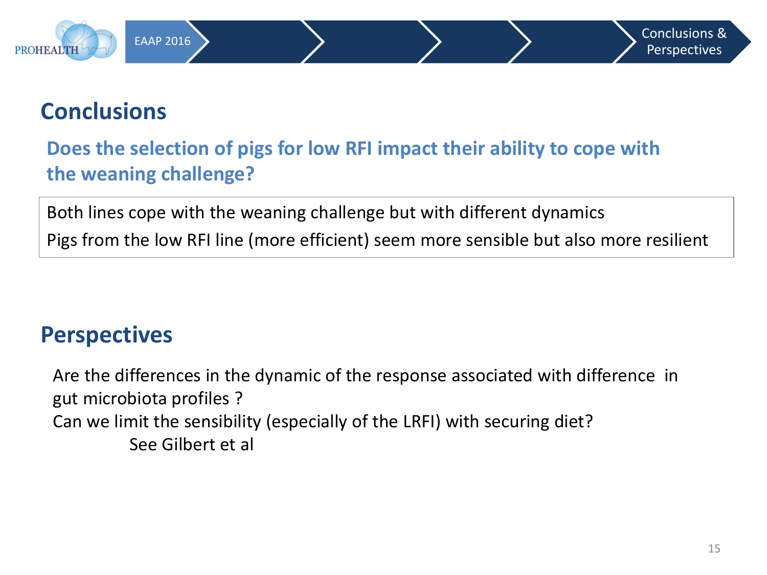# Conclusions

## Does the selection of pigs for low RFI impact their ability to cope with the weaning challenge?

Both lines cope with the weaning challenge but with different dynamics

Pigs from the low RFI line (more efficient) seem more sensible but also more resilient

# Perspectives

Are the differences in the dynamic of the response associated with difference in gut microbiota profiles ?

Can we limit the sensibility (especially of the LRFI) with securing diet?

See Gilbert et al